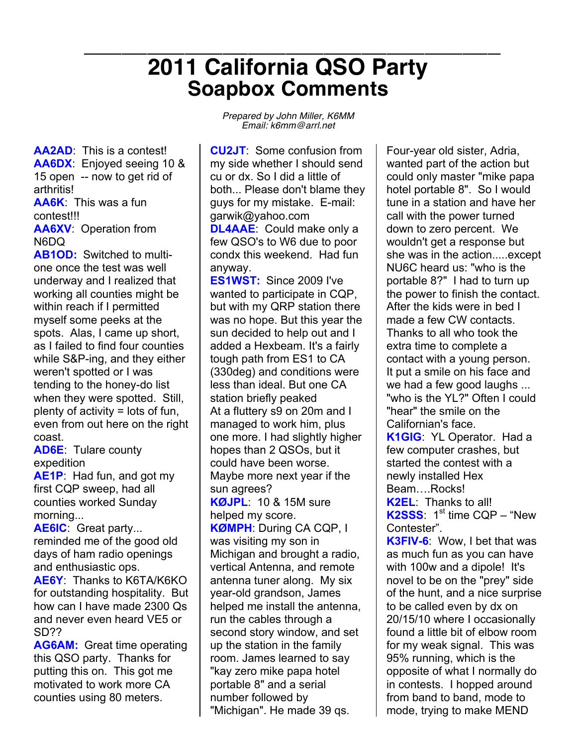# 2011 California QSO Party
## Soapbox Comments

*Prepared by John Miller, K6MM*
*Email: k6mm@arrl.net*

**AA2AD**: This is a contest!

**AA6DX**: Enjoyed seeing 10 & 15 open -- now to get rid of arthritis!

**AA6K**: This was a fun contest!!!

**AA6XV**: Operation from N6DQ

**AB1OD:** Switched to multi-one once the test was well underway and I realized that working all counties might be within reach if I permitted myself some peeks at the spots. Alas, I came up short, as I failed to find four counties while S&P-ing, and they either weren't spotted or I was tending to the honey-do list when they were spotted. Still, plenty of activity = lots of fun, even from out here on the right coast.

**AD6E**: Tulare county expedition

**AE1P**: Had fun, and got my first CQP sweep, had all counties worked Sunday morning...

**AE6IC**: Great party... reminded me of the good old days of ham radio openings and enthusiastic ops.

**AE6Y**: Thanks to K6TA/K6KO for outstanding hospitality. But how can I have made 2300 Qs and never even heard VE5 or SD??

**AG6AM:** Great time operating this QSO party. Thanks for putting this on. This got me motivated to work more CA counties using 80 meters.

**CU2JT**: Some confusion from my side whether I should send cu or dx. So I did a little of both... Please don't blame they guys for my mistake. E-mail: garwik@yahoo.com

**DL4AAE**: Could make only a few QSO's to W6 due to poor condx this weekend. Had fun anyway.

**ES1WST:** Since 2009 I've wanted to participate in CQP, but with my QRP station there was no hope. But this year the sun decided to help out and I added a Hexbeam. It's a fairly tough path from ES1 to CA (330deg) and conditions were less than ideal. But one CA station briefly peaked At a fluttery s9 on 20m and I managed to work him, plus one more. I had slightly higher hopes than 2 QSOs, but it could have been worse. Maybe more next year if the sun agrees?

**KØJPL**: 10 & 15M sure helped my score.

**KØMPH**: During CA CQP, I was visiting my son in Michigan and brought a radio, vertical Antenna, and remote antenna tuner along. My six year-old grandson, James helped me install the antenna, run the cables through a second story window, and set up the station in the family room. James learned to say "kay zero mike papa hotel portable 8" and a serial number followed by "Michigan". He made 39 qs. Four-year old sister, Adria, wanted part of the action but could only master "mike papa hotel portable 8". So I would tune in a station and have her call with the power turned down to zero percent. We wouldn't get a response but she was in the action.....except NU6C heard us: "who is the portable 8?" I had to turn up the power to finish the contact. After the kids were in bed I made a few CW contacts. Thanks to all who took the extra time to complete a contact with a young person. It put a smile on his face and we had a few good laughs ... "who is the YL?" Often I could "hear" the smile on the Californian's face.

**K1GIG**: YL Operator. Had a few computer crashes, but started the contest with a newly installed Hex Beam….Rocks!

**K2EL**: Thanks to all!

**K2SSS**: 1st time CQP – "New Contester".

**K3FIV-6**: Wow, I bet that was as much fun as you can have with 100w and a dipole! It's novel to be on the "prey" side of the hunt, and a nice surprise to be called even by dx on 20/15/10 where I occasionally found a little bit of elbow room for my weak signal. This was 95% running, which is the opposite of what I normally do in contests. I hopped around from band to band, mode to mode, trying to make MEND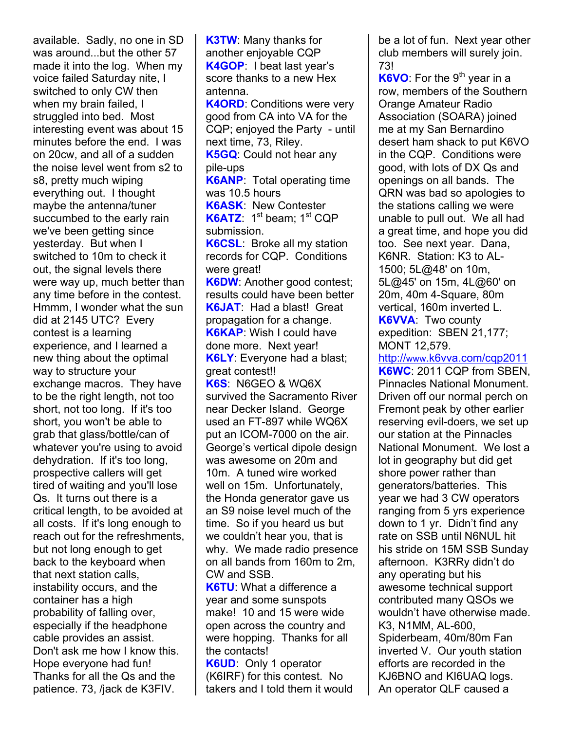available. Sadly, no one in SD was around...but the other 57 made it into the log. When my voice failed Saturday nite, I switched to only CW then when my brain failed, I struggled into bed. Most interesting event was about 15 minutes before the end. I was on 20cw, and all of a sudden the noise level went from s2 to s8, pretty much wiping everything out. I thought maybe the antenna/tuner succumbed to the early rain we've been getting since yesterday. But when I switched to 10m to check it out, the signal levels there were way up, much better than any time before in the contest. Hmmm, I wonder what the sun did at 2145 UTC? Every contest is a learning experience, and I learned a new thing about the optimal way to structure your exchange macros. They have to be the right length, not too short, not too long. If it's too short, you won't be able to grab that glass/bottle/can of whatever you're using to avoid dehydration. If it's too long, prospective callers will get tired of waiting and you'll lose Qs. It turns out there is a critical length, to be avoided at all costs. If it's long enough to reach out for the refreshments, but not long enough to get back to the keyboard when that next station calls, instability occurs, and the container has a high probability of falling over, especially if the headphone cable provides an assist. Don't ask me how I know this. Hope everyone had fun! Thanks for all the Qs and the patience. 73, /jack de K3FIV.

**K3TW**: Many thanks for another enjoyable CQP

**K4GOP**: I beat last year's score thanks to a new Hex antenna.

**K4ORD**: Conditions were very good from CA into VA for the CQP; enjoyed the Party - until next time, 73, Riley.

**K5GQ**: Could not hear any pile-ups

**K6ANP**: Total operating time was 10.5 hours

**K6ASK**: New Contester

**K6ATZ**: 1st beam; 1st CQP submission.

**K6CSL**: Broke all my station records for CQP. Conditions were great!

**K6DW**: Another good contest; results could have been better

**K6JAT**: Had a blast! Great propagation for a change.

**K6KAP**: Wish I could have done more. Next year!

**K6LY**: Everyone had a blast; great contest!!

**K6S**: N6GEO & WQ6X survived the Sacramento River near Decker Island. George used an FT-897 while WQ6X put an ICOM-7000 on the air. George's vertical dipole design was awesome on 20m and 10m. A tuned wire worked well on 15m. Unfortunately, the Honda generator gave us an S9 noise level much of the time. So if you heard us but we couldn't hear you, that is why. We made radio presence on all bands from 160m to 2m, CW and SSB.

**K6TU**: What a difference a year and some sunspots make! 10 and 15 were wide open across the country and were hopping. Thanks for all the contacts!

**K6UD**: Only 1 operator (K6IRF) for this contest. No takers and I told them it would be a lot of fun. Next year other club members will surely join. 73!

**K6VO**: For the 9th year in a row, members of the Southern Orange Amateur Radio Association (SOARA) joined me at my San Bernardino desert ham shack to put K6VO in the CQP. Conditions were good, with lots of DX Qs and openings on all bands. The QRN was bad so apologies to the stations calling we were unable to pull out. We all had a great time, and hope you did too. See next year. Dana, K6NR. Station: K3 to AL-1500; 5L@48' on 10m, 5L@45' on 15m, 4L@60' on 20m, 40m 4-Square, 80m vertical, 160m inverted L.

**K6VVA**: Two county expedition: SBEN 21,177; MONT 12,579.
http://www.k6vva.com/cqp2011

**K6WC**: 2011 CQP from SBEN, Pinnacles National Monument. Driven off our normal perch on Fremont peak by other earlier reserving evil-doers, we set up our station at the Pinnacles National Monument. We lost a lot in geography but did get shore power rather than generators/batteries. This year we had 3 CW operators ranging from 5 yrs experience down to 1 yr. Didn't find any rate on SSB until N6NUL hit his stride on 15M SSB Sunday afternoon. K3RRy didn't do any operating but his awesome technical support contributed many QSOs we wouldn't have otherwise made. K3, N1MM, AL-600, Spiderbeam, 40m/80m Fan inverted V. Our youth station efforts are recorded in the KJ6BNO and KI6UAQ logs. An operator QLF caused a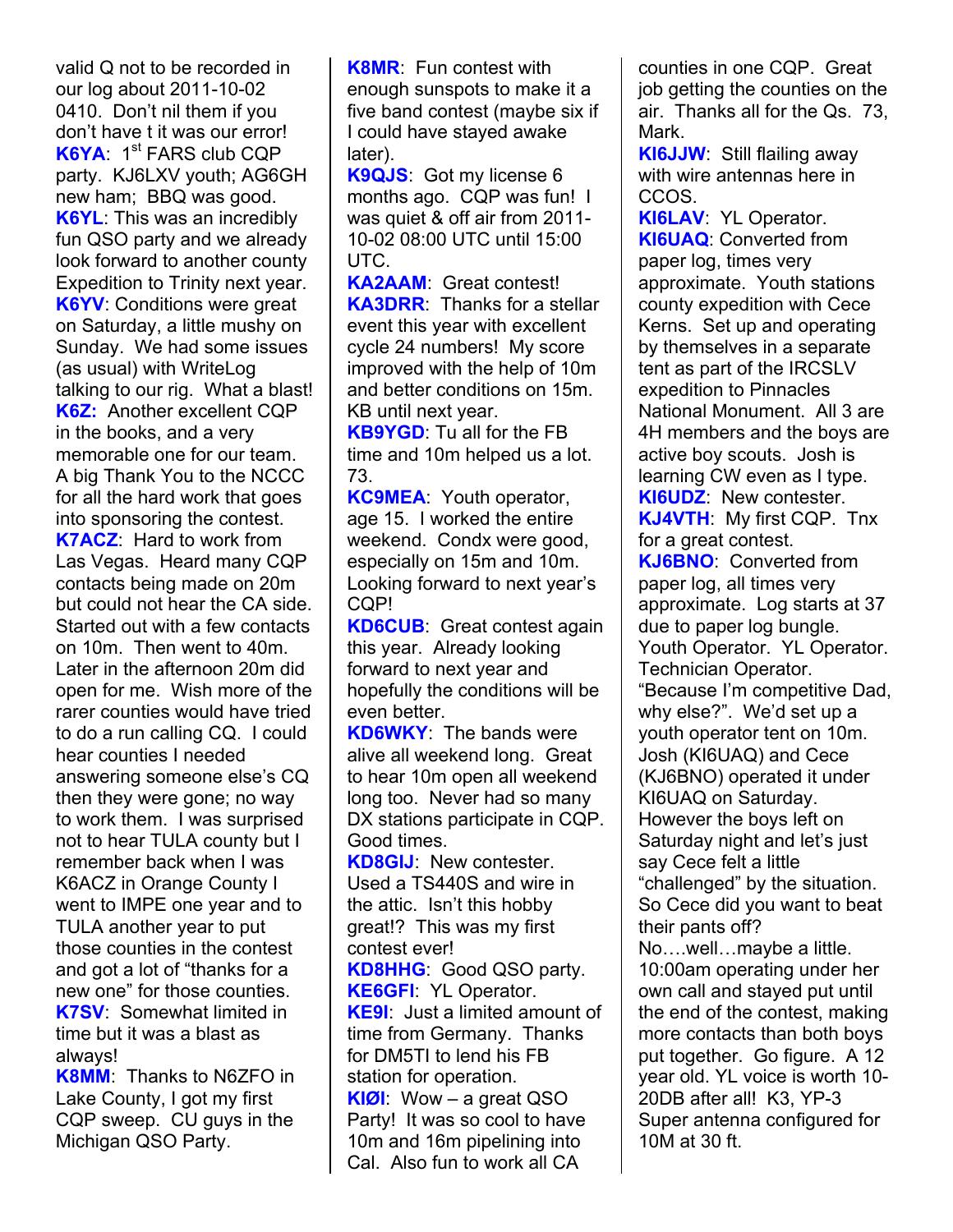valid Q not to be recorded in our log about 2011-10-02 0410. Don't nil them if you don't have t it was our error!

**K6YA**: 1st FARS club CQP party. KJ6LXV youth; AG6GH new ham; BBQ was good.

**K6YL**: This was an incredibly fun QSO party and we already look forward to another county Expedition to Trinity next year.

**K6YV**: Conditions were great on Saturday, a little mushy on Sunday. We had some issues (as usual) with WriteLog talking to our rig. What a blast!

**K6Z:** Another excellent CQP in the books, and a very memorable one for our team. A big Thank You to the NCCC for all the hard work that goes into sponsoring the contest.

**K7ACZ**: Hard to work from Las Vegas. Heard many CQP contacts being made on 20m but could not hear the CA side. Started out with a few contacts on 10m. Then went to 40m. Later in the afternoon 20m did open for me. Wish more of the rarer counties would have tried to do a run calling CQ. I could hear counties I needed answering someone else's CQ then they were gone; no way to work them. I was surprised not to hear TULA county but I remember back when I was K6ACZ in Orange County I went to IMPE one year and to TULA another year to put those counties in the contest and got a lot of "thanks for a new one" for those counties.

**K7SV**: Somewhat limited in time but it was a blast as always!

**K8MM**: Thanks to N6ZFO in Lake County, I got my first CQP sweep. CU guys in the Michigan QSO Party.

**K8MR**: Fun contest with enough sunspots to make it a five band contest (maybe six if I could have stayed awake later).

**K9QJS**: Got my license 6 months ago. CQP was fun! I was quiet & off air from 2011-10-02 08:00 UTC until 15:00 UTC.

**KA2AAM**: Great contest!

**KA3DRR**: Thanks for a stellar event this year with excellent cycle 24 numbers! My score improved with the help of 10m and better conditions on 15m. KB until next year.

**KB9YGD**: Tu all for the FB time and 10m helped us a lot. 73.

**KC9MEA**: Youth operator, age 15. I worked the entire weekend. Condx were good, especially on 15m and 10m. Looking forward to next year's CQP!

**KD6CUB**: Great contest again this year. Already looking forward to next year and hopefully the conditions will be even better.

**KD6WKY**: The bands were alive all weekend long. Great to hear 10m open all weekend long too. Never had so many DX stations participate in CQP. Good times.

**KD8GIJ**: New contester. Used a TS440S and wire in the attic. Isn't this hobby great!? This was my first contest ever!

**KD8HHG**: Good QSO party.

**KE6GFI**: YL Operator.

**KE9I**: Just a limited amount of time from Germany. Thanks for DM5TI to lend his FB station for operation.

**KIØI**: Wow – a great QSO Party! It was so cool to have 10m and 16m pipelining into Cal. Also fun to work all CA counties in one CQP. Great job getting the counties on the air. Thanks all for the Qs. 73, Mark.

**KI6JJW**: Still flailing away with wire antennas here in CCOS.

**KI6LAV**: YL Operator.

**KI6UAQ**: Converted from paper log, times very approximate. Youth stations county expedition with Cece Kerns. Set up and operating by themselves in a separate tent as part of the IRCSLV expedition to Pinnacles National Monument. All 3 are 4H members and the boys are active boy scouts. Josh is learning CW even as I type.

**KI6UDZ**: New contester.

**KJ4VTH**: My first CQP. Tnx for a great contest.

**KJ6BNO**: Converted from paper log, all times very approximate. Log starts at 37 due to paper log bungle. Youth Operator. YL Operator. Technician Operator. "Because I'm competitive Dad, why else?". We'd set up a youth operator tent on 10m. Josh (KI6UAQ) and Cece (KJ6BNO) operated it under KI6UAQ on Saturday. However the boys left on Saturday night and let's just say Cece felt a little "challenged" by the situation. So Cece did you want to beat their pants off? No….well…maybe a little. 10:00am operating under her own call and stayed put until the end of the contest, making more contacts than both boys put together. Go figure. A 12 year old. YL voice is worth 10-20DB after all! K3, YP-3 Super antenna configured for 10M at 30 ft.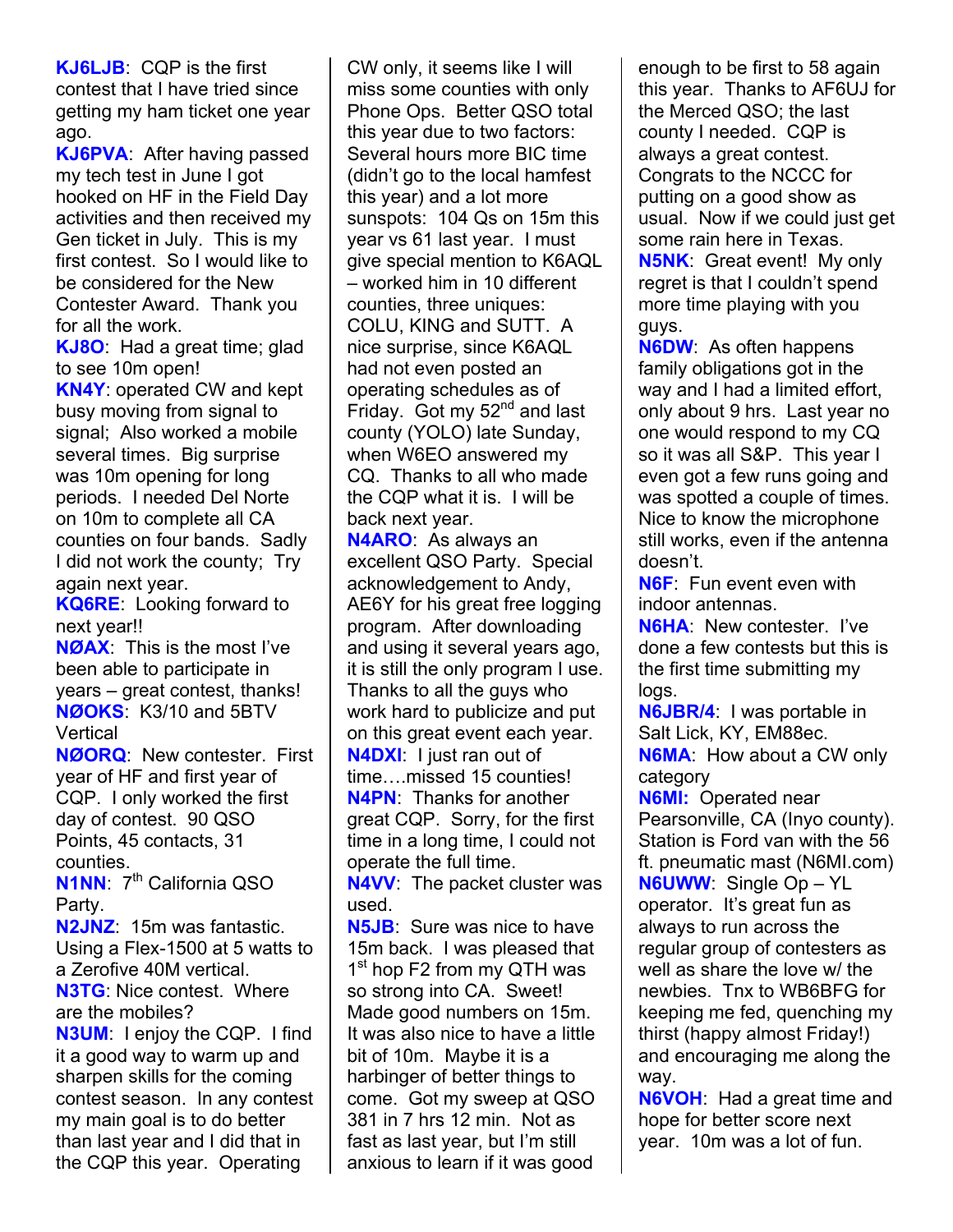**KJ6LJB**: CQP is the first contest that I have tried since getting my ham ticket one year ago.

**KJ6PVA**: After having passed my tech test in June I got hooked on HF in the Field Day activities and then received my Gen ticket in July. This is my first contest. So I would like to be considered for the New Contester Award. Thank you for all the work.

**KJ8O**: Had a great time; glad to see 10m open!

**KN4Y**: operated CW and kept busy moving from signal to signal; Also worked a mobile several times. Big surprise was 10m opening for long periods. I needed Del Norte on 10m to complete all CA counties on four bands. Sadly I did not work the county; Try again next year.

**KQ6RE**: Looking forward to next year!!

**NØAX**: This is the most I've been able to participate in years – great contest, thanks!

**NØOKS**: K3/10 and 5BTV Vertical

**NØORQ**: New contester. First year of HF and first year of CQP. I only worked the first day of contest. 90 QSO Points, 45 contacts, 31 counties.

**N1NN**: 7th California QSO Party.

**N2JNZ**: 15m was fantastic. Using a Flex-1500 at 5 watts to a Zerofive 40M vertical.

**N3TG**: Nice contest. Where are the mobiles?

**N3UM**: I enjoy the CQP. I find it a good way to warm up and sharpen skills for the coming contest season. In any contest my main goal is to do better than last year and I did that in the CQP this year. Operating CW only, it seems like I will miss some counties with only Phone Ops. Better QSO total this year due to two factors: Several hours more BIC time (didn't go to the local hamfest this year) and a lot more sunspots: 104 Qs on 15m this year vs 61 last year. I must give special mention to K6AQL – worked him in 10 different counties, three uniques: COLU, KING and SUTT. A nice surprise, since K6AQL had not even posted an operating schedules as of Friday. Got my 52nd and last county (YOLO) late Sunday, when W6EO answered my CQ. Thanks to all who made the CQP what it is. I will be back next year.

**N4ARO**: As always an excellent QSO Party. Special acknowledgement to Andy, AE6Y for his great free logging program. After downloading and using it several years ago, it is still the only program I use. Thanks to all the guys who work hard to publicize and put on this great event each year.

**N4DXI**: I just ran out of time….missed 15 counties!

**N4PN**: Thanks for another great CQP. Sorry, for the first time in a long time, I could not operate the full time.

**N4VV**: The packet cluster was used.

**N5JB**: Sure was nice to have 15m back. I was pleased that 1st hop F2 from my QTH was so strong into CA. Sweet! Made good numbers on 15m. It was also nice to have a little bit of 10m. Maybe it is a harbinger of better things to come. Got my sweep at QSO 381 in 7 hrs 12 min. Not as fast as last year, but I'm still anxious to learn if it was good enough to be first to 58 again this year. Thanks to AF6UJ for the Merced QSO; the last county I needed. CQP is always a great contest. Congrats to the NCCC for putting on a good show as usual. Now if we could just get some rain here in Texas.

**N5NK**: Great event! My only regret is that I couldn't spend more time playing with you guys.

**N6DW**: As often happens family obligations got in the way and I had a limited effort, only about 9 hrs. Last year no one would respond to my CQ so it was all S&P. This year I even got a few runs going and was spotted a couple of times. Nice to know the microphone still works, even if the antenna doesn't.

**N6F**: Fun event even with indoor antennas.

**N6HA**: New contester. I've done a few contests but this is the first time submitting my logs.

**N6JBR/4**: I was portable in Salt Lick, KY, EM88ec.

**N6MA**: How about a CW only category

**N6MI:** Operated near Pearsonville, CA (Inyo county). Station is Ford van with the 56 ft. pneumatic mast (N6MI.com)

**N6UWW**: Single Op – YL operator. It's great fun as always to run across the regular group of contesters as well as share the love w/ the newbies. Tnx to WB6BFG for keeping me fed, quenching my thirst (happy almost Friday!) and encouraging me along the way.

**N6VOH**: Had a great time and hope for better score next year. 10m was a lot of fun.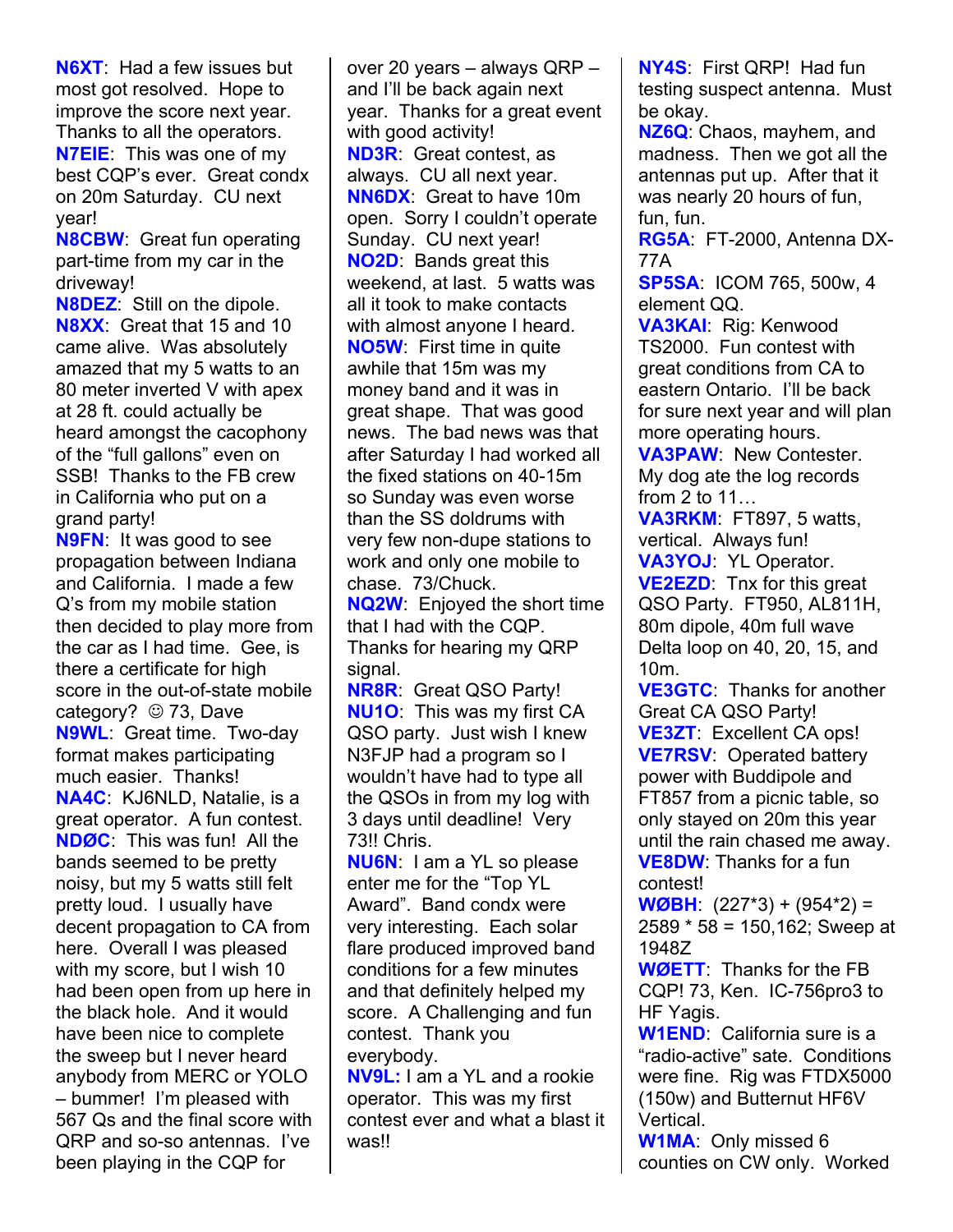**N6XT**: Had a few issues but most got resolved. Hope to improve the score next year. Thanks to all the operators.
**N7EIE**: This was one of my best CQP's ever. Great condx on 20m Saturday. CU next year!
**N8CBW**: Great fun operating part-time from my car in the driveway!
**N8DEZ**: Still on the dipole.
**N8XX**: Great that 15 and 10 came alive. Was absolutely amazed that my 5 watts to an 80 meter inverted V with apex at 28 ft. could actually be heard amongst the cacophony of the "full gallons" even on SSB! Thanks to the FB crew in California who put on a grand party!
**N9FN**: It was good to see propagation between Indiana and California. I made a few Q's from my mobile station then decided to play more from the car as I had time. Gee, is there a certificate for high score in the out-of-state mobile category? ☺ 73, Dave
**N9WL**: Great time. Two-day format makes participating much easier. Thanks!
**NA4C**: KJ6NLD, Natalie, is a great operator. A fun contest.
**NDØC**: This was fun! All the bands seemed to be pretty noisy, but my 5 watts still felt pretty loud. I usually have decent propagation to CA from here. Overall I was pleased with my score, but I wish 10 had been open from up here in the black hole. And it would have been nice to complete the sweep but I never heard anybody from MERC or YOLO – bummer! I'm pleased with 567 Qs and the final score with QRP and so-so antennas. I've been playing in the CQP for over 20 years – always QRP – and I'll be back again next year. Thanks for a great event with good activity!
**ND3R**: Great contest, as always. CU all next year.
**NN6DX**: Great to have 10m open. Sorry I couldn't operate Sunday. CU next year!
**NO2D**: Bands great this weekend, at last. 5 watts was all it took to make contacts with almost anyone I heard.
**NO5W**: First time in quite awhile that 15m was my money band and it was in great shape. That was good news. The bad news was that after Saturday I had worked all the fixed stations on 40-15m so Sunday was even worse than the SS doldrums with very few non-dupe stations to work and only one mobile to chase. 73/Chuck.
**NQ2W**: Enjoyed the short time that I had with the CQP. Thanks for hearing my QRP signal.
**NR8R**: Great QSO Party!
**NU1O**: This was my first CA QSO party. Just wish I knew N3FJP had a program so I wouldn't have had to type all the QSOs in from my log with 3 days until deadline! Very 73!! Chris.
**NU6N**: I am a YL so please enter me for the "Top YL Award". Band condx were very interesting. Each solar flare produced improved band conditions for a few minutes and that definitely helped my score. A Challenging and fun contest. Thank you everybody.
**NV9L:** I am a YL and a rookie operator. This was my first contest ever and what a blast it was!!
**NY4S**: First QRP! Had fun testing suspect antenna. Must be okay.
**NZ6Q**: Chaos, mayhem, and madness. Then we got all the antennas put up. After that it was nearly 20 hours of fun, fun, fun.
**RG5A**: FT-2000, Antenna DX-77A
**SP5SA**: ICOM 765, 500w, 4 element QQ.
**VA3KAI**: Rig: Kenwood TS2000. Fun contest with great conditions from CA to eastern Ontario. I'll be back for sure next year and will plan more operating hours.
**VA3PAW**: New Contester. My dog ate the log records from 2 to 11…
**VA3RKM**: FT897, 5 watts, vertical. Always fun!
**VA3YOJ**: YL Operator.
**VE2EZD**: Tnx for this great QSO Party. FT950, AL811H, 80m dipole, 40m full wave Delta loop on 40, 20, 15, and 10m.
**VE3GTC**: Thanks for another Great CA QSO Party!
**VE3ZT**: Excellent CA ops!
**VE7RSV**: Operated battery power with Buddipole and FT857 from a picnic table, so only stayed on 20m this year until the rain chased me away.
**VE8DW**: Thanks for a fun contest!
**WØBH**: (227*3) + (954*2) = 2589 * 58 = 150,162; Sweep at 1948Z
**WØETT**: Thanks for the FB CQP! 73, Ken. IC-756pro3 to HF Yagis.
**W1END**: California sure is a "radio-active" sate. Conditions were fine. Rig was FTDX5000 (150w) and Butternut HF6V Vertical.
**W1MA**: Only missed 6 counties on CW only. Worked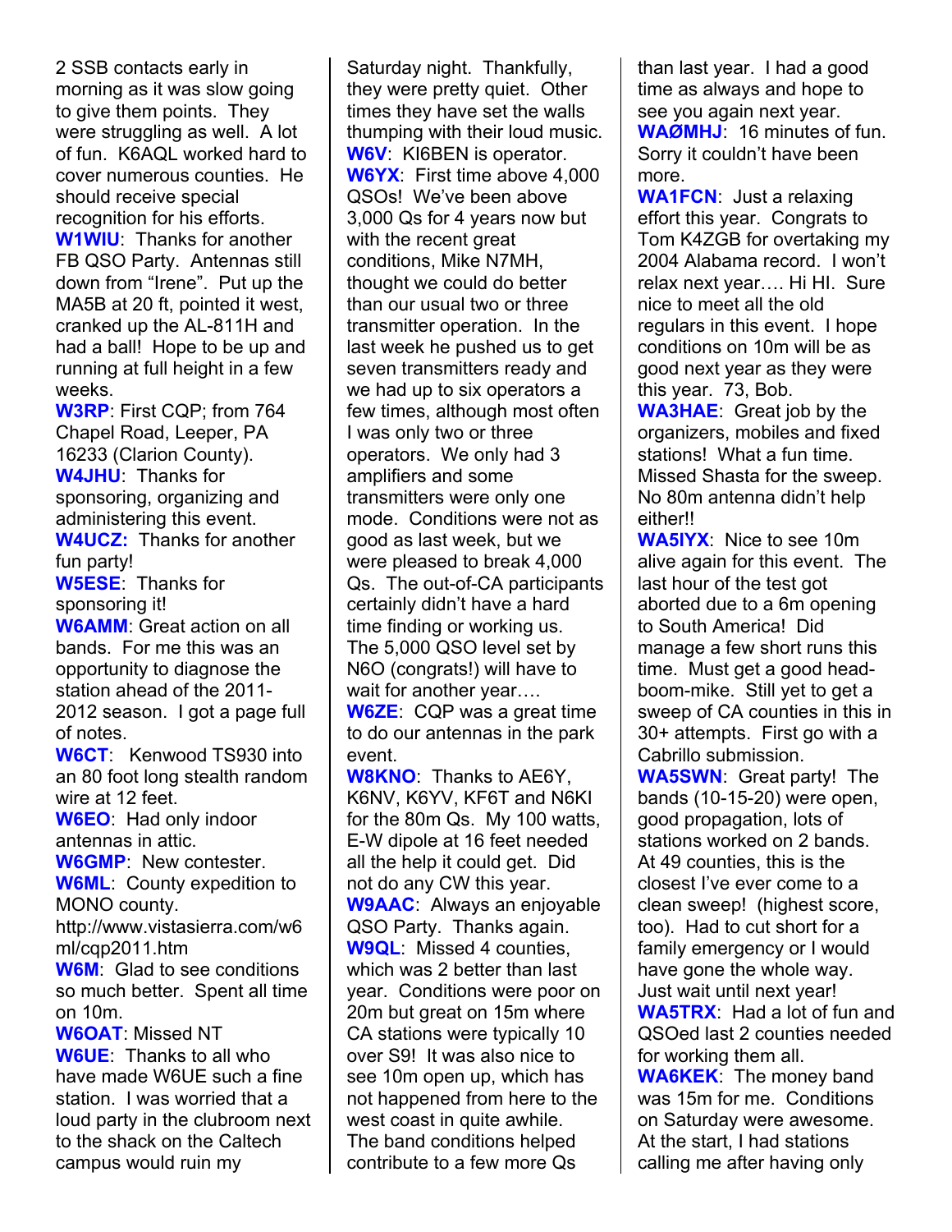2 SSB contacts early in morning as it was slow going to give them points. They were struggling as well. A lot of fun. K6AQL worked hard to cover numerous counties. He should receive special recognition for his efforts.

**W1WIU**: Thanks for another FB QSO Party. Antennas still down from "Irene". Put up the MA5B at 20 ft, pointed it west, cranked up the AL-811H and had a ball! Hope to be up and running at full height in a few weeks.

**W3RP**: First CQP; from 764 Chapel Road, Leeper, PA 16233 (Clarion County).

**W4JHU**: Thanks for sponsoring, organizing and administering this event.

**W4UCZ:** Thanks for another fun party!

**W5ESE**: Thanks for sponsoring it!

**W6AMM**: Great action on all bands. For me this was an opportunity to diagnose the station ahead of the 2011-2012 season. I got a page full of notes.

**W6CT**: Kenwood TS930 into an 80 foot long stealth random wire at 12 feet.

**W6EO**: Had only indoor antennas in attic.

**W6GMP**: New contester.

**W6ML**: County expedition to MONO county. http://www.vistasierra.com/w6ml/cqp2011.htm

**W6M**: Glad to see conditions so much better. Spent all time on 10m.

**W6OAT**: Missed NT

**W6UE**: Thanks to all who have made W6UE such a fine station. I was worried that a loud party in the clubroom next to the shack on the Caltech campus would ruin my Saturday night. Thankfully, they were pretty quiet. Other times they have set the walls thumping with their loud music.

**W6V**: KI6BEN is operator.

**W6YX**: First time above 4,000 QSOs! We've been above 3,000 Qs for 4 years now but with the recent great conditions, Mike N7MH, thought we could do better than our usual two or three transmitter operation. In the last week he pushed us to get seven transmitters ready and we had up to six operators a few times, although most often I was only two or three operators. We only had 3 amplifiers and some transmitters were only one mode. Conditions were not as good as last week, but we were pleased to break 4,000 Qs. The out-of-CA participants certainly didn't have a hard time finding or working us. The 5,000 QSO level set by N6O (congrats!) will have to wait for another year….

**W6ZE**: CQP was a great time to do our antennas in the park event.

**W8KNO**: Thanks to AE6Y, K6NV, K6YV, KF6T and N6KI for the 80m Qs. My 100 watts, E-W dipole at 16 feet needed all the help it could get. Did not do any CW this year.

**W9AAC**: Always an enjoyable QSO Party. Thanks again.

**W9QL**: Missed 4 counties, which was 2 better than last year. Conditions were poor on 20m but great on 15m where CA stations were typically 10 over S9! It was also nice to see 10m open up, which has not happened from here to the west coast in quite awhile. The band conditions helped contribute to a few more Qs than last year. I had a good time as always and hope to see you again next year.

**WAØMHJ**: 16 minutes of fun. Sorry it couldn't have been more.

**WA1FCN**: Just a relaxing effort this year. Congrats to Tom K4ZGB for overtaking my 2004 Alabama record. I won't relax next year…. Hi HI. Sure nice to meet all the old regulars in this event. I hope conditions on 10m will be as good next year as they were this year. 73, Bob.

**WA3HAE**: Great job by the organizers, mobiles and fixed stations! What a fun time. Missed Shasta for the sweep. No 80m antenna didn't help either!!

**WA5IYX**: Nice to see 10m alive again for this event. The last hour of the test got aborted due to a 6m opening to South America! Did manage a few short runs this time. Must get a good head-boom-mike. Still yet to get a sweep of CA counties in this in 30+ attempts. First go with a Cabrillo submission.

**WA5SWN**: Great party! The bands (10-15-20) were open, good propagation, lots of stations worked on 2 bands. At 49 counties, this is the closest I've ever come to a clean sweep! (highest score, too). Had to cut short for a family emergency or I would have gone the whole way. Just wait until next year!

**WA5TRX**: Had a lot of fun and QSOed last 2 counties needed for working them all.

**WA6KEK**: The money band was 15m for me. Conditions on Saturday were awesome. At the start, I had stations calling me after having only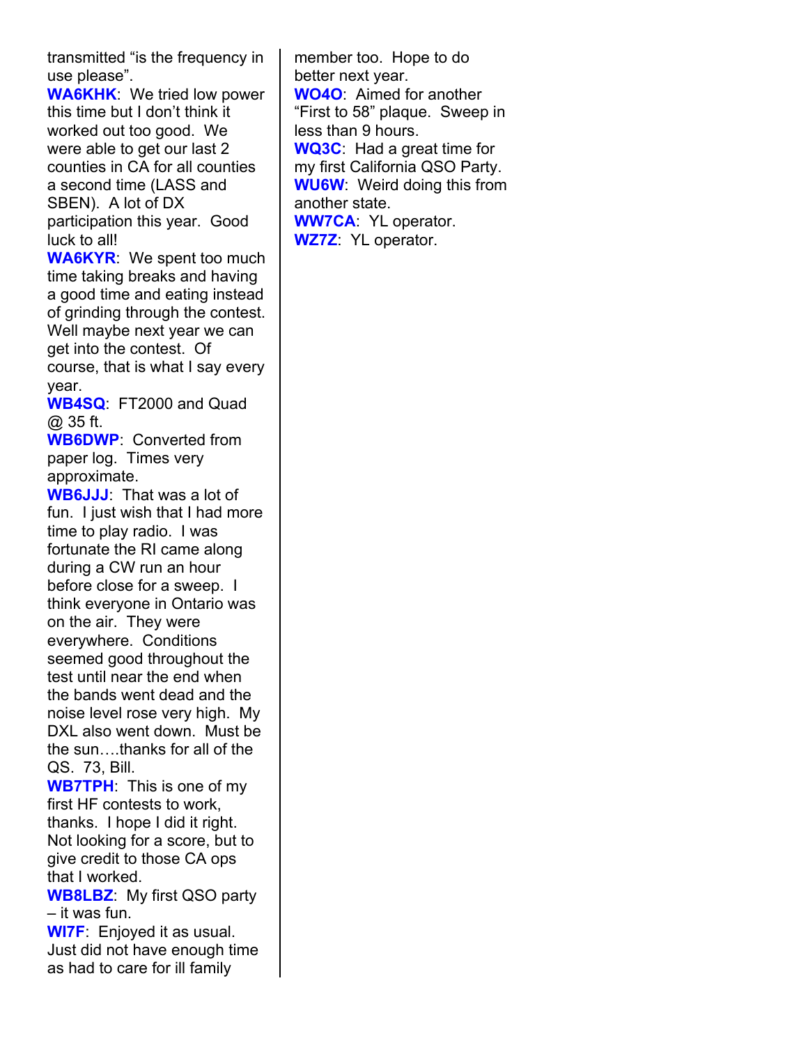transmitted "is the frequency in use please".

**WA6KHK**: We tried low power this time but I don't think it worked out too good. We were able to get our last 2 counties in CA for all counties a second time (LASS and SBEN). A lot of DX participation this year. Good luck to all!

**WA6KYR**: We spent too much time taking breaks and having a good time and eating instead of grinding through the contest. Well maybe next year we can get into the contest. Of course, that is what I say every year.

**WB4SQ**: FT2000 and Quad @ 35 ft.

**WB6DWP**: Converted from paper log. Times very approximate.

**WB6JJJ**: That was a lot of fun. I just wish that I had more time to play radio. I was fortunate the RI came along during a CW run an hour before close for a sweep. I think everyone in Ontario was on the air. They were everywhere. Conditions seemed good throughout the test until near the end when the bands went dead and the noise level rose very high. My DXL also went down. Must be the sun….thanks for all of the QS. 73, Bill.

**WB7TPH**: This is one of my first HF contests to work, thanks. I hope I did it right. Not looking for a score, but to give credit to those CA ops that I worked.

**WB8LBZ**: My first QSO party – it was fun.

**WI7F**: Enjoyed it as usual. Just did not have enough time as had to care for ill family member too. Hope to do better next year.

**WO4O**: Aimed for another "First to 58" plaque. Sweep in less than 9 hours.

**WQ3C**: Had a great time for my first California QSO Party.

**WU6W**: Weird doing this from another state.

**WW7CA**: YL operator.

**WZ7Z**: YL operator.